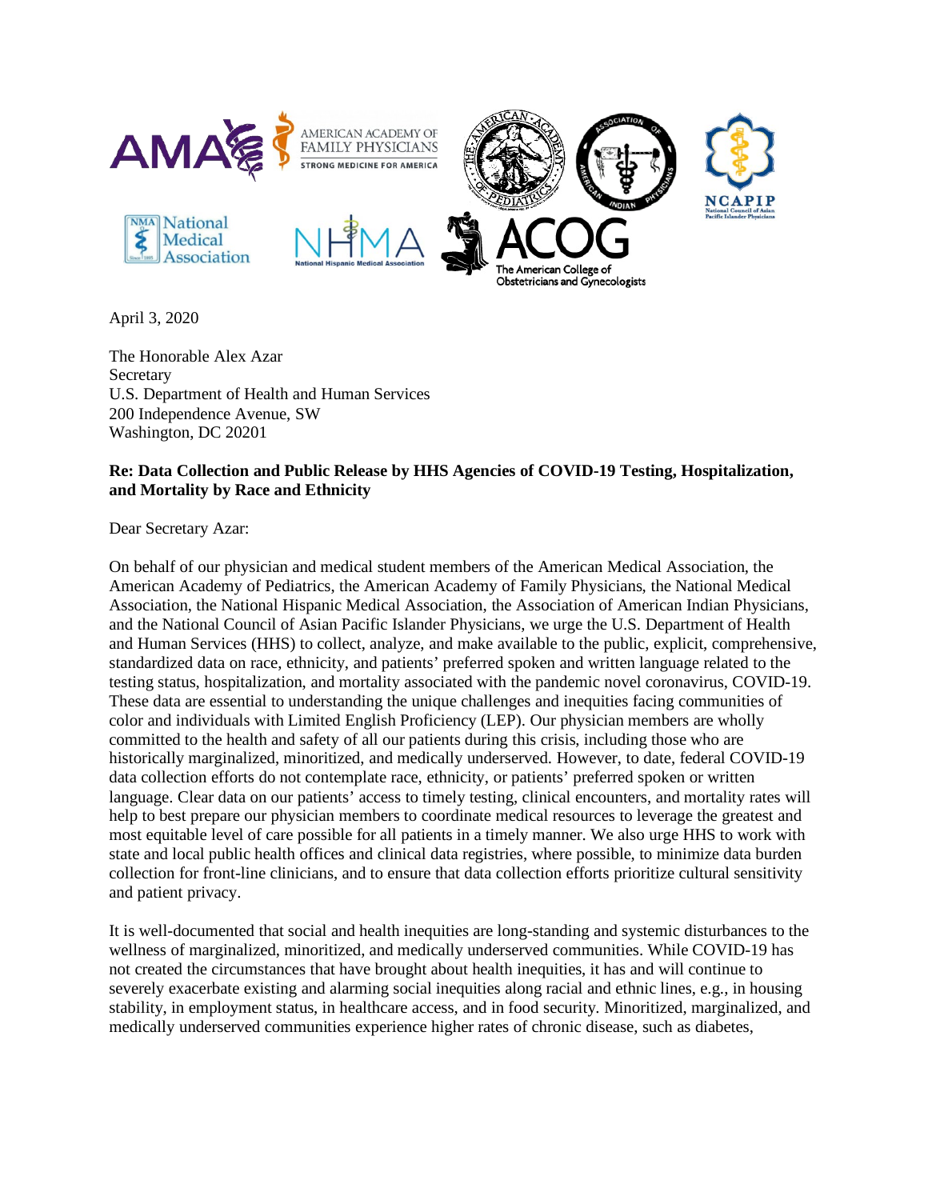April 3, 2020

The Honorable Alex Azar
Secretary
U.S. Department of Health and Human Services
200 Independence Avenue, SW
Washington, DC 20201

**Re: Data Collection and Public Release by HHS Agencies of COVID-19 Testing, Hospitalization, and Mortality by Race and Ethnicity**

Dear Secretary Azar:

On behalf of our physician and medical student members of the American Medical Association, the American Academy of Pediatrics, the American Academy of Family Physicians, the National Medical Association, the National Hispanic Medical Association, the Association of American Indian Physicians, and the National Council of Asian Pacific Islander Physicians, we urge the U.S. Department of Health and Human Services (HHS) to collect, analyze, and make available to the public, explicit, comprehensive, standardized data on race, ethnicity, and patients' preferred spoken and written language related to the testing status, hospitalization, and mortality associated with the pandemic novel coronavirus, COVID-19. These data are essential to understanding the unique challenges and inequities facing communities of color and individuals with Limited English Proficiency (LEP). Our physician members are wholly committed to the health and safety of all our patients during this crisis, including those who are historically marginalized, minoritized, and medically underserved. However, to date, federal COVID-19 data collection efforts do not contemplate race, ethnicity, or patients' preferred spoken or written language. Clear data on our patients' access to timely testing, clinical encounters, and mortality rates will help to best prepare our physician members to coordinate medical resources to leverage the greatest and most equitable level of care possible for all patients in a timely manner. We also urge HHS to work with state and local public health offices and clinical data registries, where possible, to minimize data burden collection for front-line clinicians, and to ensure that data collection efforts prioritize cultural sensitivity and patient privacy.

It is well-documented that social and health inequities are long-standing and systemic disturbances to the wellness of marginalized, minoritized, and medically underserved communities. While COVID-19 has not created the circumstances that have brought about health inequities, it has and will continue to severely exacerbate existing and alarming social inequities along racial and ethnic lines, e.g., in housing stability, in employment status, in healthcare access, and in food security. Minoritized, marginalized, and medically underserved communities experience higher rates of chronic disease, such as diabetes,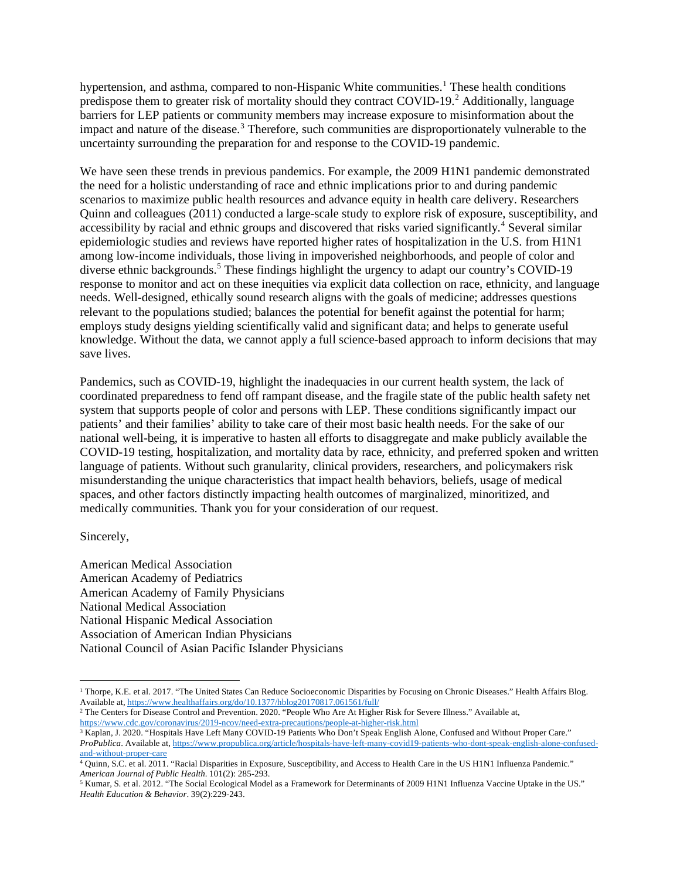hypertension, and asthma, compared to non-Hispanic White communities.[1] These health conditions predispose them to greater risk of mortality should they contract COVID-19.[2] Additionally, language barriers for LEP patients or community members may increase exposure to misinformation about the impact and nature of the disease.[3] Therefore, such communities are disproportionately vulnerable to the uncertainty surrounding the preparation for and response to the COVID-19 pandemic.

We have seen these trends in previous pandemics. For example, the 2009 H1N1 pandemic demonstrated the need for a holistic understanding of race and ethnic implications prior to and during pandemic scenarios to maximize public health resources and advance equity in health care delivery. Researchers Quinn and colleagues (2011) conducted a large-scale study to explore risk of exposure, susceptibility, and accessibility by racial and ethnic groups and discovered that risks varied significantly.[4] Several similar epidemiologic studies and reviews have reported higher rates of hospitalization in the U.S. from H1N1 among low-income individuals, those living in impoverished neighborhoods, and people of color and diverse ethnic backgrounds.[5] These findings highlight the urgency to adapt our country's COVID-19 response to monitor and act on these inequities via explicit data collection on race, ethnicity, and language needs. Well-designed, ethically sound research aligns with the goals of medicine; addresses questions relevant to the populations studied; balances the potential for benefit against the potential for harm; employs study designs yielding scientifically valid and significant data; and helps to generate useful knowledge. Without the data, we cannot apply a full science-based approach to inform decisions that may save lives.

Pandemics, such as COVID-19, highlight the inadequacies in our current health system, the lack of coordinated preparedness to fend off rampant disease, and the fragile state of the public health safety net system that supports people of color and persons with LEP. These conditions significantly impact our patients' and their families' ability to take care of their most basic health needs. For the sake of our national well-being, it is imperative to hasten all efforts to disaggregate and make publicly available the COVID-19 testing, hospitalization, and mortality data by race, ethnicity, and preferred spoken and written language of patients. Without such granularity, clinical providers, researchers, and policymakers risk misunderstanding the unique characteristics that impact health behaviors, beliefs, usage of medical spaces, and other factors distinctly impacting health outcomes of marginalized, minoritized, and medically communities. Thank you for your consideration of our request.

Sincerely,

American Medical Association
American Academy of Pediatrics
American Academy of Family Physicians
National Medical Association
National Hispanic Medical Association
Association of American Indian Physicians
National Council of Asian Pacific Islander Physicians

---

[1] Thorpe, K.E. et al. 2017. "The United States Can Reduce Socioeconomic Disparities by Focusing on Chronic Diseases." Health Affairs Blog. Available at, https://www.healthaffairs.org/do/10.1377/hblog20170817.061561/full/

[2] The Centers for Disease Control and Prevention. 2020. "People Who Are At Higher Risk for Severe Illness." Available at, https://www.cdc.gov/coronavirus/2019-ncov/need-extra-precautions/people-at-higher-risk.html

[3] Kaplan, J. 2020. "Hospitals Have Left Many COVID-19 Patients Who Don't Speak English Alone, Confused and Without Proper Care." *ProPublica*. Available at, https://www.propublica.org/article/hospitals-have-left-many-covid19-patients-who-dont-speak-english-alone-confused-and-without-proper-care

[4] Quinn, S.C. et al. 2011. "Racial Disparities in Exposure, Susceptibility, and Access to Health Care in the US H1N1 Influenza Pandemic." *American Journal of Public Health*. 101(2): 285-293.

[5] Kumar, S. et al. 2012. "The Social Ecological Model as a Framework for Determinants of 2009 H1N1 Influenza Vaccine Uptake in the US." *Health Education & Behavior*. 39(2):229-243.